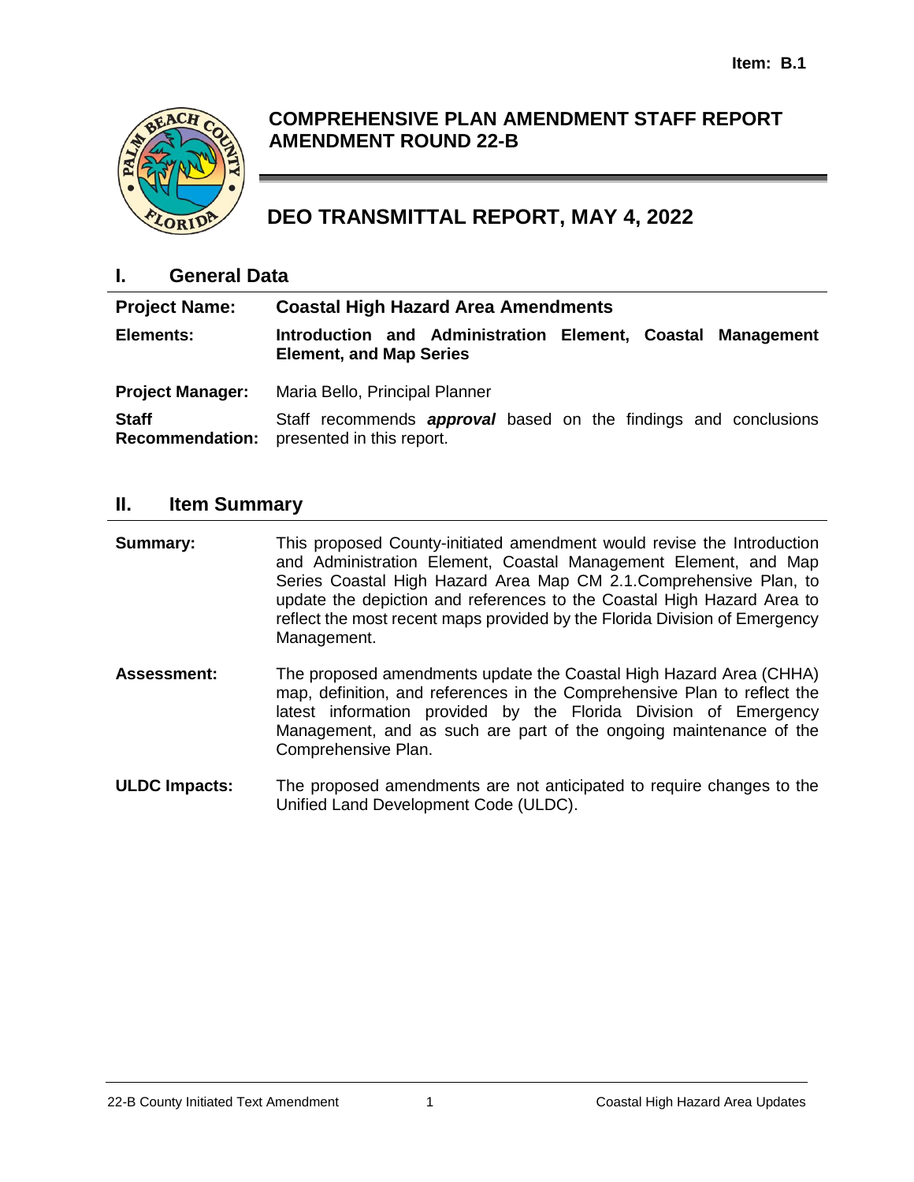Item: B.1

# COMPREHENSIVE PLAN AMENDMENT STAFF REPORT AMENDMENT ROUND 22-B

# DEO TRANSMITTAL REPORT, MAY 4, 2022

## I. General Data

| | |
|---|---|
| **Project Name:** | **Coastal High Hazard Area Amendments** |
| **Elements:** | **Introduction and Administration Element, Coastal Management Element, and Map Series** |
| **Project Manager:** | Maria Bello, Principal Planner |
| **Staff Recommendation:** | Staff recommends ***approval*** based on the findings and conclusions presented in this report. |

## II. Item Summary

**Summary:** This proposed County-initiated amendment would revise the Introduction and Administration Element, Coastal Management Element, and Map Series Coastal High Hazard Area Map CM 2.1.Comprehensive Plan, to update the depiction and references to the Coastal High Hazard Area to reflect the most recent maps provided by the Florida Division of Emergency Management.

**Assessment:** The proposed amendments update the Coastal High Hazard Area (CHHA) map, definition, and references in the Comprehensive Plan to reflect the latest information provided by the Florida Division of Emergency Management, and as such are part of the ongoing maintenance of the Comprehensive Plan.

**ULDC Impacts:** The proposed amendments are not anticipated to require changes to the Unified Land Development Code (ULDC).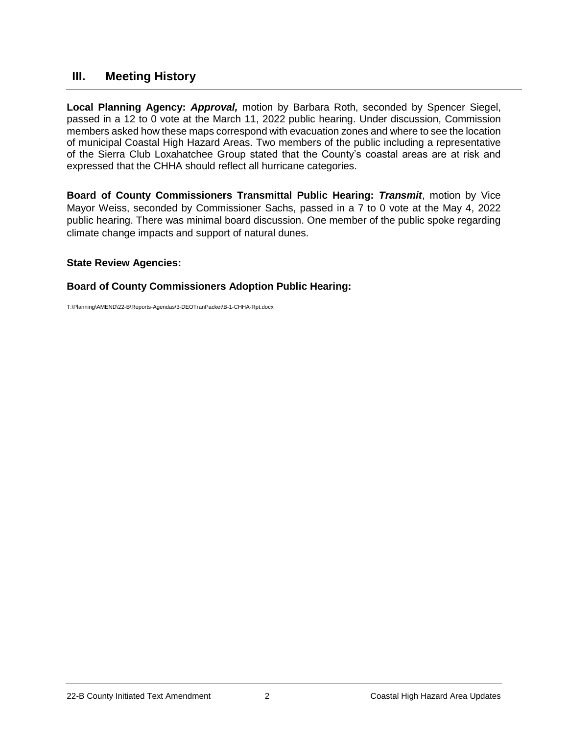## III. Meeting History

**Local Planning Agency:** ***Approval,*** motion by Barbara Roth, seconded by Spencer Siegel, passed in a 12 to 0 vote at the March 11, 2022 public hearing. Under discussion, Commission members asked how these maps correspond with evacuation zones and where to see the location of municipal Coastal High Hazard Areas. Two members of the public including a representative of the Sierra Club Loxahatchee Group stated that the County's coastal areas are at risk and expressed that the CHHA should reflect all hurricane categories.

**Board of County Commissioners Transmittal Public Hearing:** ***Transmit***, motion by Vice Mayor Weiss, seconded by Commissioner Sachs, passed in a 7 to 0 vote at the May 4, 2022 public hearing. There was minimal board discussion. One member of the public spoke regarding climate change impacts and support of natural dunes.

**State Review Agencies:**

**Board of County Commissioners Adoption Public Hearing:**

T:\Planning\AMEND\22-B\Reports-Agendas\3-DEOTranPacket\B-1-CHHA-Rpt.docx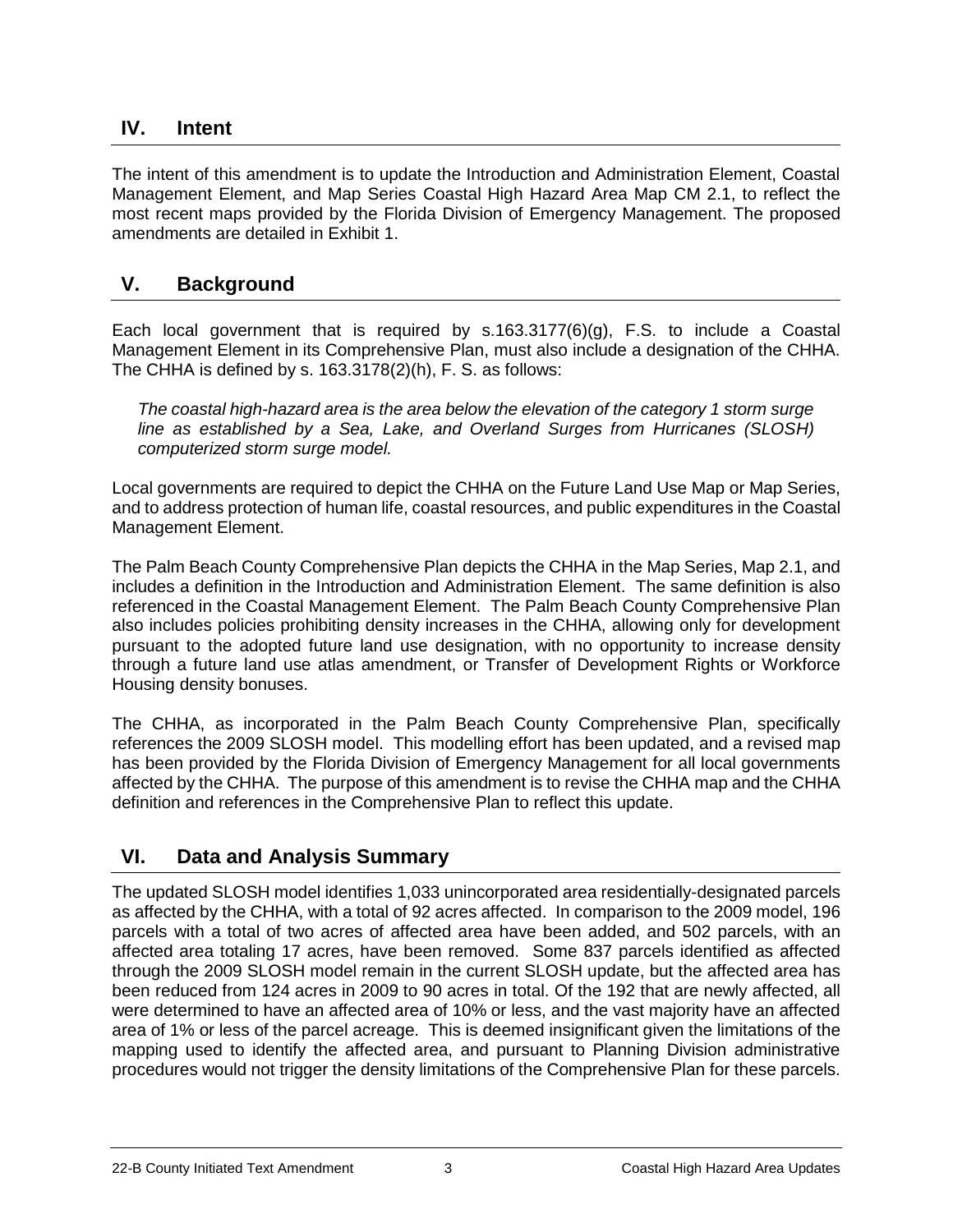## IV. Intent

The intent of this amendment is to update the Introduction and Administration Element, Coastal Management Element, and Map Series Coastal High Hazard Area Map CM 2.1, to reflect the most recent maps provided by the Florida Division of Emergency Management. The proposed amendments are detailed in Exhibit 1.

## V. Background

Each local government that is required by s.163.3177(6)(g), F.S. to include a Coastal Management Element in its Comprehensive Plan, must also include a designation of the CHHA. The CHHA is defined by s. 163.3178(2)(h), F. S. as follows:

> *The coastal high-hazard area is the area below the elevation of the category 1 storm surge line as established by a Sea, Lake, and Overland Surges from Hurricanes (SLOSH) computerized storm surge model.*

Local governments are required to depict the CHHA on the Future Land Use Map or Map Series, and to address protection of human life, coastal resources, and public expenditures in the Coastal Management Element.

The Palm Beach County Comprehensive Plan depicts the CHHA in the Map Series, Map 2.1, and includes a definition in the Introduction and Administration Element. The same definition is also referenced in the Coastal Management Element. The Palm Beach County Comprehensive Plan also includes policies prohibiting density increases in the CHHA, allowing only for development pursuant to the adopted future land use designation, with no opportunity to increase density through a future land use atlas amendment, or Transfer of Development Rights or Workforce Housing density bonuses.

The CHHA, as incorporated in the Palm Beach County Comprehensive Plan, specifically references the 2009 SLOSH model. This modelling effort has been updated, and a revised map has been provided by the Florida Division of Emergency Management for all local governments affected by the CHHA. The purpose of this amendment is to revise the CHHA map and the CHHA definition and references in the Comprehensive Plan to reflect this update.

## VI. Data and Analysis Summary

The updated SLOSH model identifies 1,033 unincorporated area residentially-designated parcels as affected by the CHHA, with a total of 92 acres affected. In comparison to the 2009 model, 196 parcels with a total of two acres of affected area have been added, and 502 parcels, with an affected area totaling 17 acres, have been removed. Some 837 parcels identified as affected through the 2009 SLOSH model remain in the current SLOSH update, but the affected area has been reduced from 124 acres in 2009 to 90 acres in total. Of the 192 that are newly affected, all were determined to have an affected area of 10% or less, and the vast majority have an affected area of 1% or less of the parcel acreage. This is deemed insignificant given the limitations of the mapping used to identify the affected area, and pursuant to Planning Division administrative procedures would not trigger the density limitations of the Comprehensive Plan for these parcels.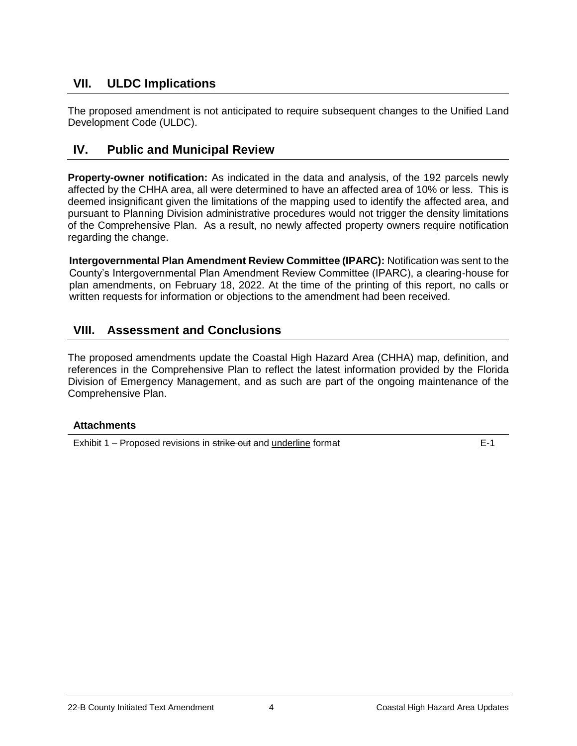## VII. ULDC Implications

The proposed amendment is not anticipated to require subsequent changes to the Unified Land Development Code (ULDC).

## IV. Public and Municipal Review

**Property-owner notification:** As indicated in the data and analysis, of the 192 parcels newly affected by the CHHA area, all were determined to have an affected area of 10% or less. This is deemed insignificant given the limitations of the mapping used to identify the affected area, and pursuant to Planning Division administrative procedures would not trigger the density limitations of the Comprehensive Plan. As a result, no newly affected property owners require notification regarding the change.

**Intergovernmental Plan Amendment Review Committee (IPARC):** Notification was sent to the County's Intergovernmental Plan Amendment Review Committee (IPARC), a clearing-house for plan amendments, on February 18, 2022. At the time of the printing of this report, no calls or written requests for information or objections to the amendment had been received.

## VIII. Assessment and Conclusions

The proposed amendments update the Coastal High Hazard Area (CHHA) map, definition, and references in the Comprehensive Plan to reflect the latest information provided by the Florida Division of Emergency Management, and as such are part of the ongoing maintenance of the Comprehensive Plan.

### Attachments

| | |
|---|---|
| Exhibit 1 – Proposed revisions in ~~strike out~~ and <u>underline</u> format | E-1 |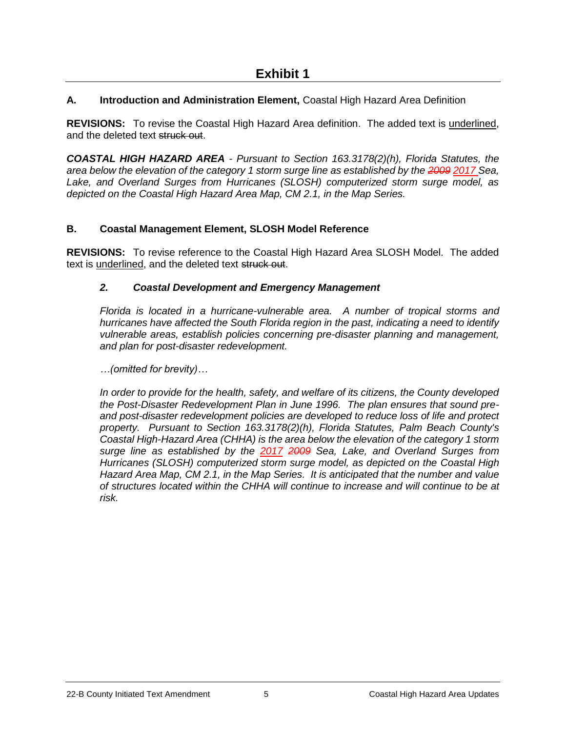# Exhibit 1

**A. Introduction and Administration Element,** Coastal High Hazard Area Definition

**REVISIONS:** To revise the Coastal High Hazard Area definition. The added text is <u>underlined</u>, and the deleted text ~~struck out~~.

***COASTAL HIGH HAZARD AREA*** *- Pursuant to Section 163.3178(2)(h), Florida Statutes, the area below the elevation of the category 1 storm surge line as established by the ~~2009~~ <u>2017</u> Sea, Lake, and Overland Surges from Hurricanes (SLOSH) computerized storm surge model, as depicted on the Coastal High Hazard Area Map, CM 2.1, in the Map Series.*

**B. Coastal Management Element, SLOSH Model Reference**

**REVISIONS:** To revise reference to the Coastal High Hazard Area SLOSH Model. The added text is <u>underlined</u>, and the deleted text ~~struck out~~.

***2. Coastal Development and Emergency Management***

*Florida is located in a hurricane-vulnerable area. A number of tropical storms and hurricanes have affected the South Florida region in the past, indicating a need to identify vulnerable areas, establish policies concerning pre-disaster planning and management, and plan for post-disaster redevelopment.*

*…(omitted for brevity)…*

*In order to provide for the health, safety, and welfare of its citizens, the County developed the Post-Disaster Redevelopment Plan in June 1996. The plan ensures that sound pre- and post-disaster redevelopment policies are developed to reduce loss of life and protect property. Pursuant to Section 163.3178(2)(h), Florida Statutes, Palm Beach County's Coastal High-Hazard Area (CHHA) is the area below the elevation of the category 1 storm surge line as established by the <u>2017</u> ~~2009~~ Sea, Lake, and Overland Surges from Hurricanes (SLOSH) computerized storm surge model, as depicted on the Coastal High Hazard Area Map, CM 2.1, in the Map Series. It is anticipated that the number and value of structures located within the CHHA will continue to increase and will continue to be at risk.*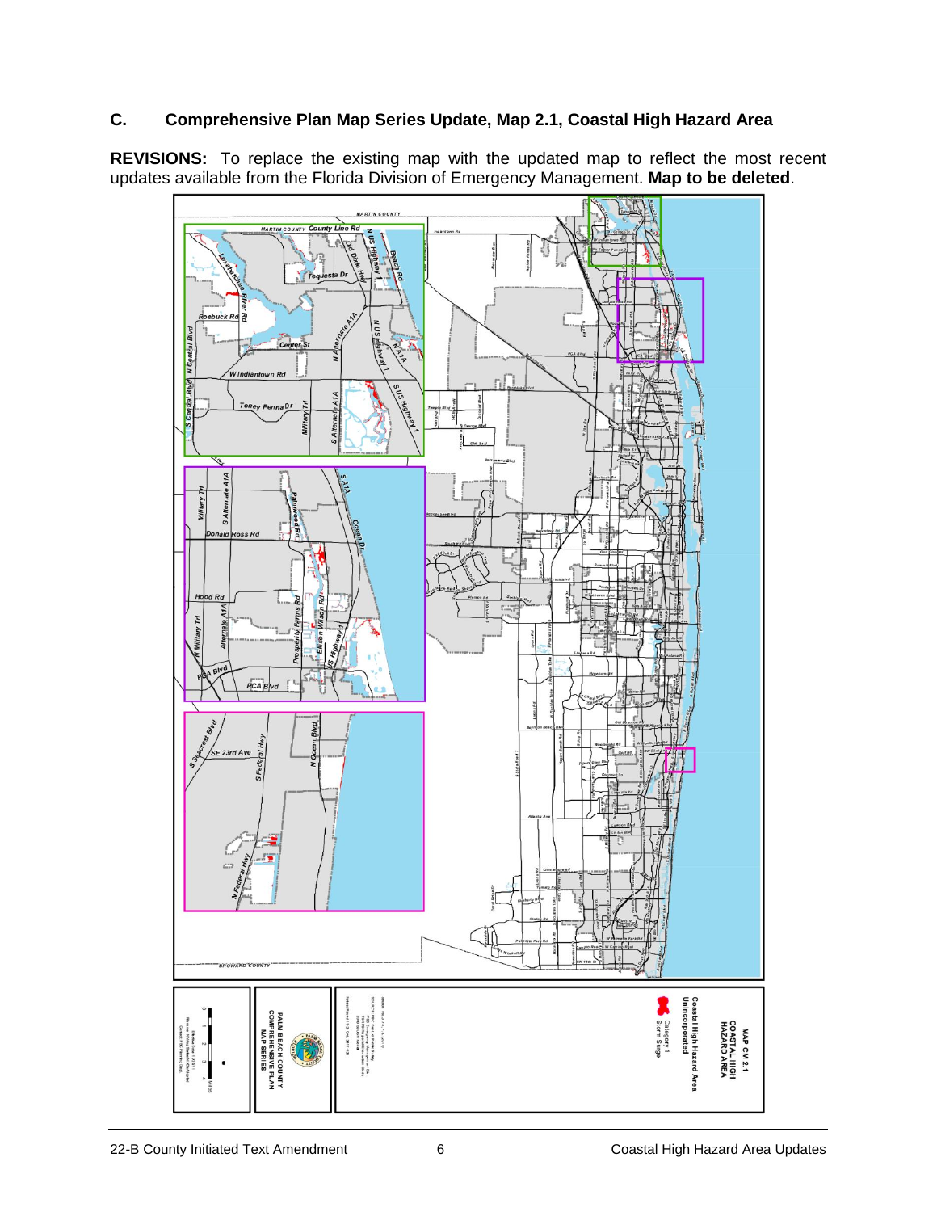### C. Comprehensive Plan Map Series Update, Map 2.1, Coastal High Hazard Area

**REVISIONS:** To replace the existing map with the updated map to reflect the most recent updates available from the Florida Division of Emergency Management. **Map to be deleted**.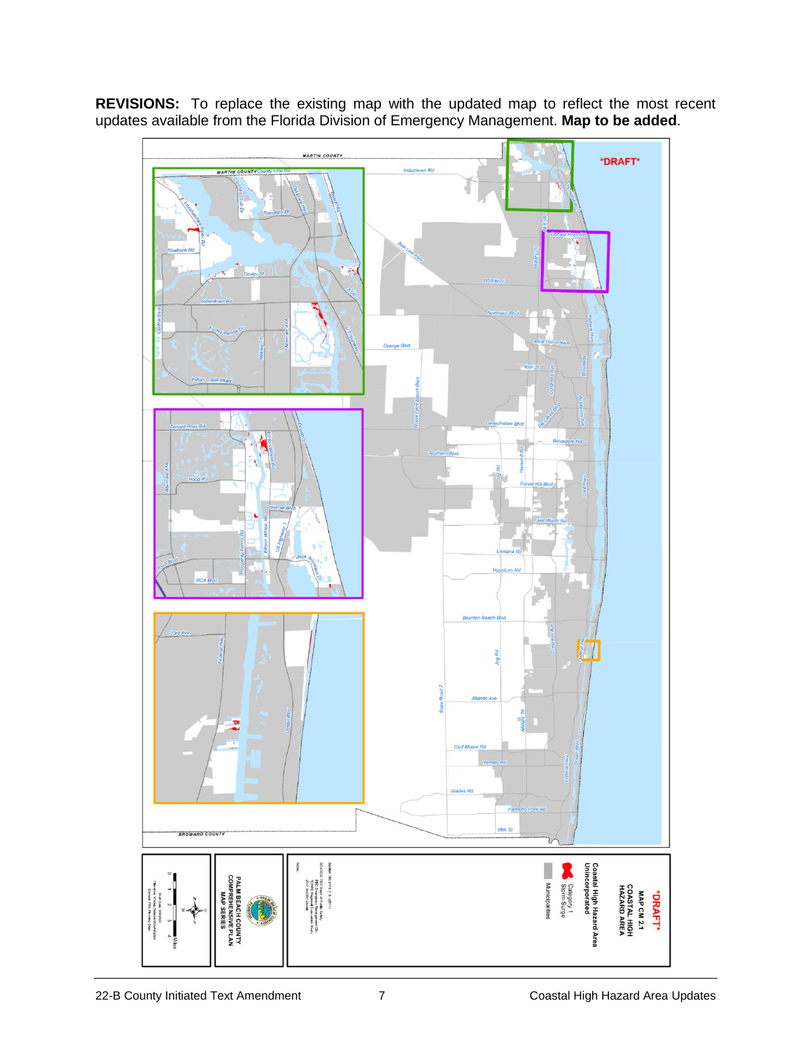**REVISIONS:** To replace the existing map with the updated map to reflect the most recent updates available from the Florida Division of Emergency Management. **Map to be added**.

*DRAFT*

MARTIN COUNTY

BROWARD COUNTY

*DRAFT*

MAP CM 2.1

COASTAL HIGH HAZARD AREA

Coastal High Hazard Area Unincorporated

Category 1 Storm Surge

Municipalities

PALM BEACH COUNTY COMPREHENSIVE PLAN MAP SERIES

0 1 2 3 4 Miles